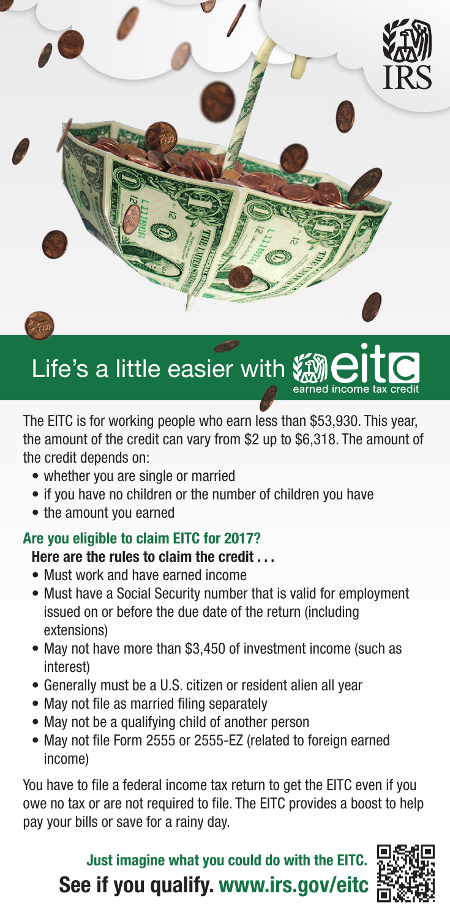# Life's a little easier with eitc

earned income tax credit

The EITC is for working people who earn less than $53,930. This year, the amount of the credit can vary from $2 up to $6,318. The amount of the credit depends on:

- whether you are single or married
- if you have no children or the number of children you have
- the amount you earned

## Are you eligible to claim EITC for 2017?

**Here are the rules to claim the credit . . .**

- Must work and have earned income
- Must have a Social Security number that is valid for employment issued on or before the due date of the return (including extensions)
- May not have more than $3,450 of investment income (such as interest)
- Generally must be a U.S. citizen or resident alien all year
- May not file as married filing separately
- May not be a qualifying child of another person
- May not file Form 2555 or 2555-EZ (related to foreign earned income)

You have to file a federal income tax return to get the EITC even if you owe no tax or are not required to file. The EITC provides a boost to help pay your bills or save for a rainy day.

**Just imagine what you could do with the EITC.**

**See if you qualify. www.irs.gov/eitc**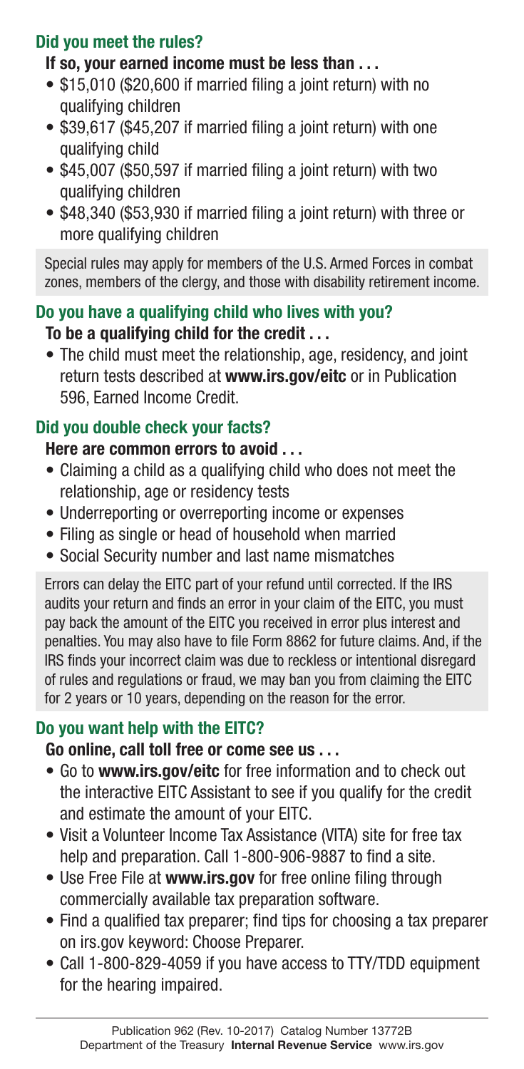## Did you meet the rules?

**If so, your earned income must be less than . . .**

- $15,010 ($20,600 if married filing a joint return) with no qualifying children
- $39,617 ($45,207 if married filing a joint return) with one qualifying child
- $45,007 ($50,597 if married filing a joint return) with two qualifying children
- $48,340 ($53,930 if married filing a joint return) with three or more qualifying children

Special rules may apply for members of the U.S. Armed Forces in combat zones, members of the clergy, and those with disability retirement income.

## Do you have a qualifying child who lives with you?

**To be a qualifying child for the credit . . .**

- The child must meet the relationship, age, residency, and joint return tests described at **www.irs.gov/eitc** or in Publication 596, Earned Income Credit.

## Did you double check your facts?

**Here are common errors to avoid . . .**

- Claiming a child as a qualifying child who does not meet the relationship, age or residency tests
- Underreporting or overreporting income or expenses
- Filing as single or head of household when married
- Social Security number and last name mismatches

Errors can delay the EITC part of your refund until corrected. If the IRS audits your return and finds an error in your claim of the EITC, you must pay back the amount of the EITC you received in error plus interest and penalties. You may also have to file Form 8862 for future claims. And, if the IRS finds your incorrect claim was due to reckless or intentional disregard of rules and regulations or fraud, we may ban you from claiming the EITC for 2 years or 10 years, depending on the reason for the error.

## Do you want help with the EITC?

**Go online, call toll free or come see us . . .**

- Go to **www.irs.gov/eitc** for free information and to check out the interactive EITC Assistant to see if you qualify for the credit and estimate the amount of your EITC.
- Visit a Volunteer Income Tax Assistance (VITA) site for free tax help and preparation. Call 1-800-906-9887 to find a site.
- Use Free File at **www.irs.gov** for free online filing through commercially available tax preparation software.
- Find a qualified tax preparer; find tips for choosing a tax preparer on irs.gov keyword: Choose Preparer.
- Call 1-800-829-4059 if you have access to TTY/TDD equipment for the hearing impaired.

Publication 962 (Rev. 10-2017) Catalog Number 13772B
Department of the Treasury **Internal Revenue Service** www.irs.gov